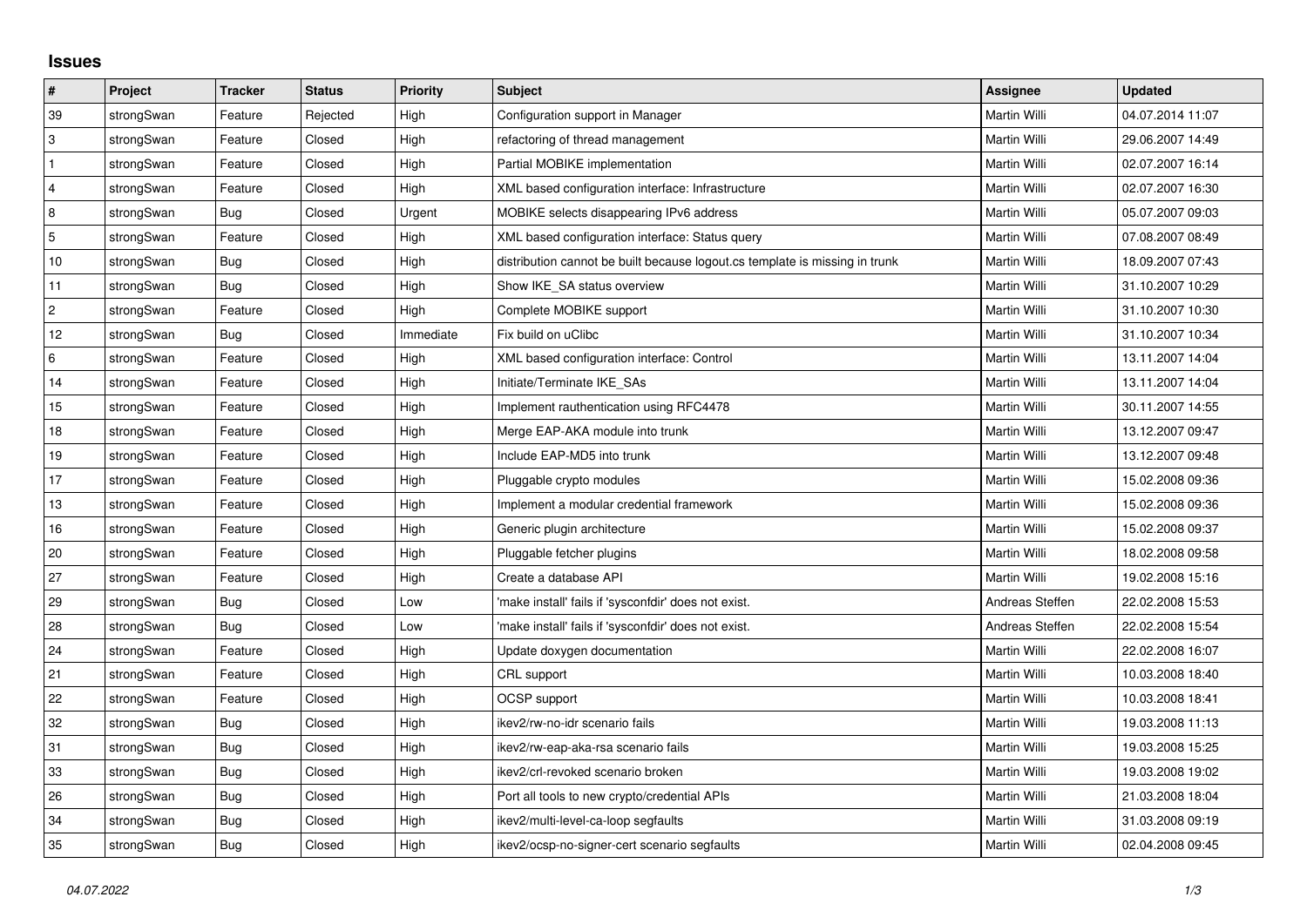# Issues

| # | Project | Tracker | Status | Priority | Subject | Assignee | Updated |
|---|---|---|---|---|---|---|---|
| 39 | strongSwan | Feature | Rejected | High | Configuration support in Manager | Martin Willi | 04.07.2014 11:07 |
| 3 | strongSwan | Feature | Closed | High | refactoring of thread management | Martin Willi | 29.06.2007 14:49 |
| 1 | strongSwan | Feature | Closed | High | Partial MOBIKE implementation | Martin Willi | 02.07.2007 16:14 |
| 4 | strongSwan | Feature | Closed | High | XML based configuration interface: Infrastructure | Martin Willi | 02.07.2007 16:30 |
| 8 | strongSwan | Bug | Closed | Urgent | MOBIKE selects disappearing IPv6 address | Martin Willi | 05.07.2007 09:03 |
| 5 | strongSwan | Feature | Closed | High | XML based configuration interface: Status query | Martin Willi | 07.08.2007 08:49 |
| 10 | strongSwan | Bug | Closed | High | distribution cannot be built because logout.cs template is missing in trunk | Martin Willi | 18.09.2007 07:43 |
| 11 | strongSwan | Bug | Closed | High | Show IKE_SA status overview | Martin Willi | 31.10.2007 10:29 |
| 2 | strongSwan | Feature | Closed | High | Complete MOBIKE support | Martin Willi | 31.10.2007 10:30 |
| 12 | strongSwan | Bug | Closed | Immediate | Fix build on uClibc | Martin Willi | 31.10.2007 10:34 |
| 6 | strongSwan | Feature | Closed | High | XML based configuration interface: Control | Martin Willi | 13.11.2007 14:04 |
| 14 | strongSwan | Feature | Closed | High | Initiate/Terminate IKE_SAs | Martin Willi | 13.11.2007 14:04 |
| 15 | strongSwan | Feature | Closed | High | Implement rauthentication using RFC4478 | Martin Willi | 30.11.2007 14:55 |
| 18 | strongSwan | Feature | Closed | High | Merge EAP-AKA module into trunk | Martin Willi | 13.12.2007 09:47 |
| 19 | strongSwan | Feature | Closed | High | Include EAP-MD5 into trunk | Martin Willi | 13.12.2007 09:48 |
| 17 | strongSwan | Feature | Closed | High | Pluggable crypto modules | Martin Willi | 15.02.2008 09:36 |
| 13 | strongSwan | Feature | Closed | High | Implement a modular credential framework | Martin Willi | 15.02.2008 09:36 |
| 16 | strongSwan | Feature | Closed | High | Generic plugin architecture | Martin Willi | 15.02.2008 09:37 |
| 20 | strongSwan | Feature | Closed | High | Pluggable fetcher plugins | Martin Willi | 18.02.2008 09:58 |
| 27 | strongSwan | Feature | Closed | High | Create a database API | Martin Willi | 19.02.2008 15:16 |
| 29 | strongSwan | Bug | Closed | Low | 'make install' fails if 'sysconfdir' does not exist. | Andreas Steffen | 22.02.2008 15:53 |
| 28 | strongSwan | Bug | Closed | Low | 'make install' fails if 'sysconfdir' does not exist. | Andreas Steffen | 22.02.2008 15:54 |
| 24 | strongSwan | Feature | Closed | High | Update doxygen documentation | Martin Willi | 22.02.2008 16:07 |
| 21 | strongSwan | Feature | Closed | High | CRL support | Martin Willi | 10.03.2008 18:40 |
| 22 | strongSwan | Feature | Closed | High | OCSP support | Martin Willi | 10.03.2008 18:41 |
| 32 | strongSwan | Bug | Closed | High | ikev2/rw-no-idr scenario fails | Martin Willi | 19.03.2008 11:13 |
| 31 | strongSwan | Bug | Closed | High | ikev2/rw-eap-aka-rsa scenario fails | Martin Willi | 19.03.2008 15:25 |
| 33 | strongSwan | Bug | Closed | High | ikev2/crl-revoked scenario broken | Martin Willi | 19.03.2008 19:02 |
| 26 | strongSwan | Bug | Closed | High | Port all tools to new crypto/credential APIs | Martin Willi | 21.03.2008 18:04 |
| 34 | strongSwan | Bug | Closed | High | ikev2/multi-level-ca-loop segfaults | Martin Willi | 31.03.2008 09:19 |
| 35 | strongSwan | Bug | Closed | High | ikev2/ocsp-no-signer-cert scenario segfaults | Martin Willi | 02.04.2008 09:45 |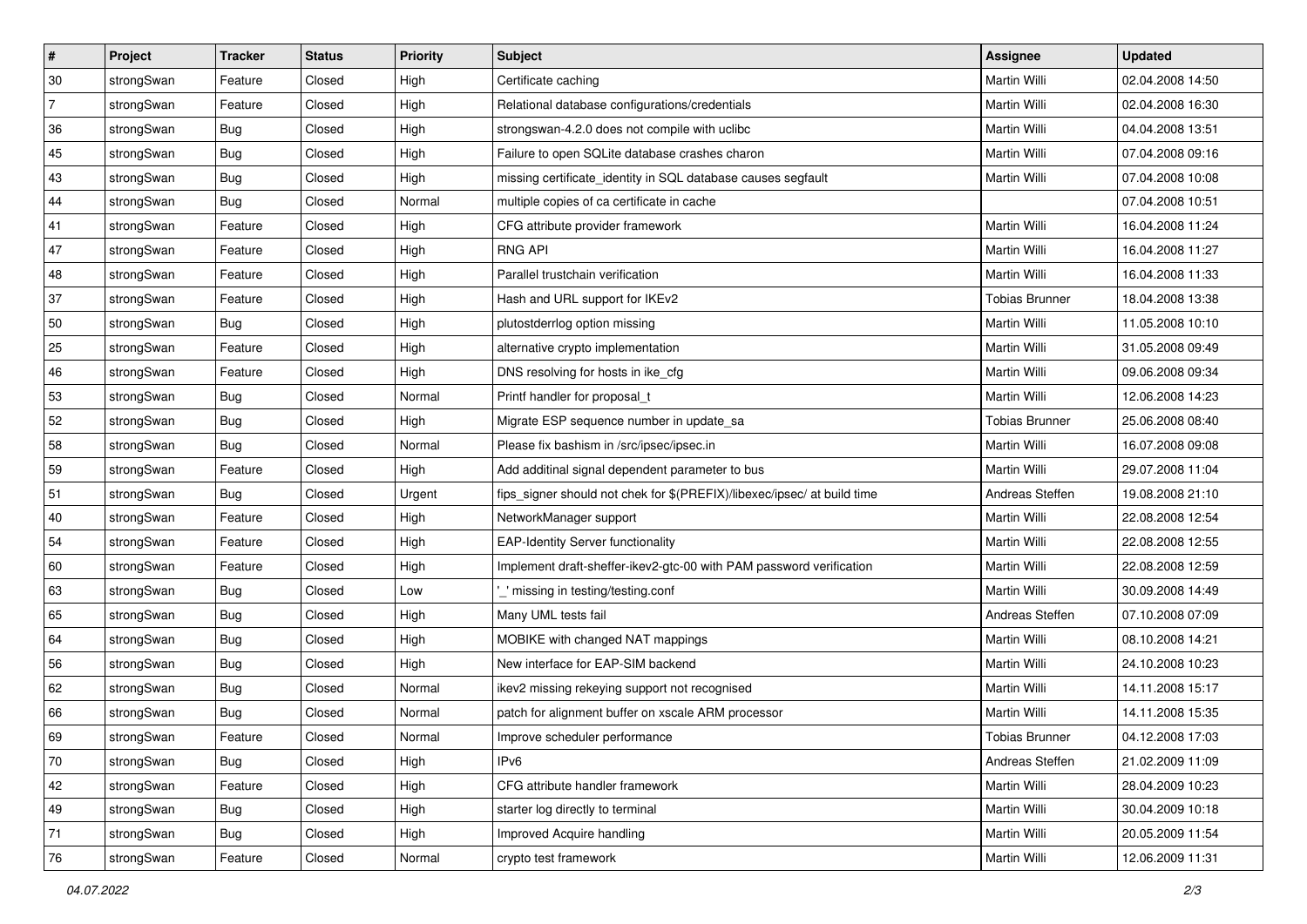| # | Project | Tracker | Status | Priority | Subject | Assignee | Updated |
|---|---|---|---|---|---|---|---|
| 30 | strongSwan | Feature | Closed | High | Certificate caching | Martin Willi | 02.04.2008 14:50 |
| 7 | strongSwan | Feature | Closed | High | Relational database configurations/credentials | Martin Willi | 02.04.2008 16:30 |
| 36 | strongSwan | Bug | Closed | High | strongswan-4.2.0 does not compile with uclibc | Martin Willi | 04.04.2008 13:51 |
| 45 | strongSwan | Bug | Closed | High | Failure to open SQLite database crashes charon | Martin Willi | 07.04.2008 09:16 |
| 43 | strongSwan | Bug | Closed | High | missing certificate_identity in SQL database causes segfault | Martin Willi | 07.04.2008 10:08 |
| 44 | strongSwan | Bug | Closed | Normal | multiple copies of ca certificate in cache | | 07.04.2008 10:51 |
| 41 | strongSwan | Feature | Closed | High | CFG attribute provider framework | Martin Willi | 16.04.2008 11:24 |
| 47 | strongSwan | Feature | Closed | High | RNG API | Martin Willi | 16.04.2008 11:27 |
| 48 | strongSwan | Feature | Closed | High | Parallel trustchain verification | Martin Willi | 16.04.2008 11:33 |
| 37 | strongSwan | Feature | Closed | High | Hash and URL support for IKEv2 | Tobias Brunner | 18.04.2008 13:38 |
| 50 | strongSwan | Bug | Closed | High | plutostderrlog option missing | Martin Willi | 11.05.2008 10:10 |
| 25 | strongSwan | Feature | Closed | High | alternative crypto implementation | Martin Willi | 31.05.2008 09:49 |
| 46 | strongSwan | Feature | Closed | High | DNS resolving for hosts in ike_cfg | Martin Willi | 09.06.2008 09:34 |
| 53 | strongSwan | Bug | Closed | Normal | Printf handler for proposal_t | Martin Willi | 12.06.2008 14:23 |
| 52 | strongSwan | Bug | Closed | High | Migrate ESP sequence number in update_sa | Tobias Brunner | 25.06.2008 08:40 |
| 58 | strongSwan | Bug | Closed | Normal | Please fix bashism in /src/ipsec/ipsec.in | Martin Willi | 16.07.2008 09:08 |
| 59 | strongSwan | Feature | Closed | High | Add additinal signal dependent parameter to bus | Martin Willi | 29.07.2008 11:04 |
| 51 | strongSwan | Bug | Closed | Urgent | fips_signer should not chek for $(PREFIX)/libexec/ipsec/ at build time | Andreas Steffen | 19.08.2008 21:10 |
| 40 | strongSwan | Feature | Closed | High | NetworkManager support | Martin Willi | 22.08.2008 12:54 |
| 54 | strongSwan | Feature | Closed | High | EAP-Identity Server functionality | Martin Willi | 22.08.2008 12:55 |
| 60 | strongSwan | Feature | Closed | High | Implement draft-sheffer-ikev2-gtc-00 with PAM password verification | Martin Willi | 22.08.2008 12:59 |
| 63 | strongSwan | Bug | Closed | Low | '_' missing in testing/testing.conf | Martin Willi | 30.09.2008 14:49 |
| 65 | strongSwan | Bug | Closed | High | Many UML tests fail | Andreas Steffen | 07.10.2008 07:09 |
| 64 | strongSwan | Bug | Closed | High | MOBIKE with changed NAT mappings | Martin Willi | 08.10.2008 14:21 |
| 56 | strongSwan | Bug | Closed | High | New interface for EAP-SIM backend | Martin Willi | 24.10.2008 10:23 |
| 62 | strongSwan | Bug | Closed | Normal | ikev2 missing rekeying support not recognised | Martin Willi | 14.11.2008 15:17 |
| 66 | strongSwan | Bug | Closed | Normal | patch for alignment buffer on xscale ARM processor | Martin Willi | 14.11.2008 15:35 |
| 69 | strongSwan | Feature | Closed | Normal | Improve scheduler performance | Tobias Brunner | 04.12.2008 17:03 |
| 70 | strongSwan | Bug | Closed | High | IPv6 | Andreas Steffen | 21.02.2009 11:09 |
| 42 | strongSwan | Feature | Closed | High | CFG attribute handler framework | Martin Willi | 28.04.2009 10:23 |
| 49 | strongSwan | Bug | Closed | High | starter log directly to terminal | Martin Willi | 30.04.2009 10:18 |
| 71 | strongSwan | Bug | Closed | High | Improved Acquire handling | Martin Willi | 20.05.2009 11:54 |
| 76 | strongSwan | Feature | Closed | Normal | crypto test framework | Martin Willi | 12.06.2009 11:31 |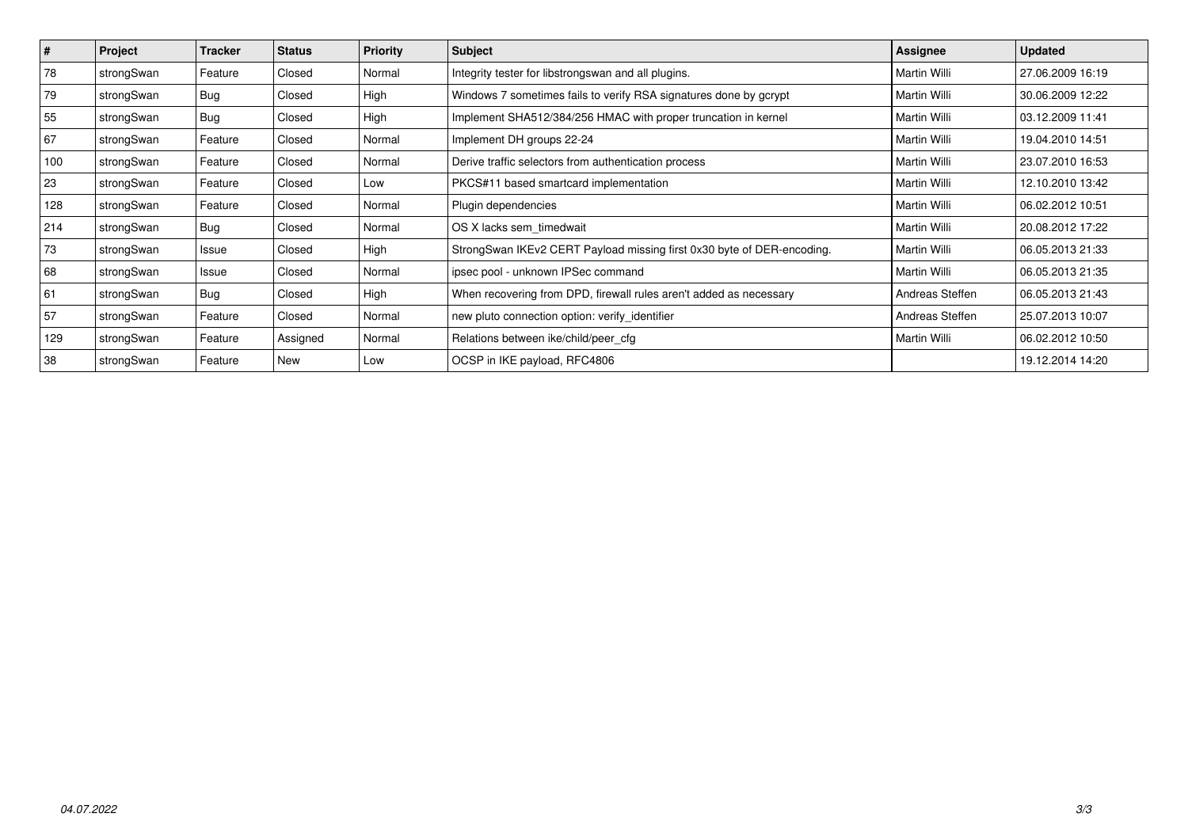| # | Project | Tracker | Status | Priority | Subject | Assignee | Updated |
|---|---|---|---|---|---|---|---|
| 78 | strongSwan | Feature | Closed | Normal | Integrity tester for libstrongswan and all plugins. | Martin Willi | 27.06.2009 16:19 |
| 79 | strongSwan | Bug | Closed | High | Windows 7 sometimes fails to verify RSA signatures done by gcrypt | Martin Willi | 30.06.2009 12:22 |
| 55 | strongSwan | Bug | Closed | High | Implement SHA512/384/256 HMAC with proper truncation in kernel | Martin Willi | 03.12.2009 11:41 |
| 67 | strongSwan | Feature | Closed | Normal | Implement DH groups 22-24 | Martin Willi | 19.04.2010 14:51 |
| 100 | strongSwan | Feature | Closed | Normal | Derive traffic selectors from authentication process | Martin Willi | 23.07.2010 16:53 |
| 23 | strongSwan | Feature | Closed | Low | PKCS#11 based smartcard implementation | Martin Willi | 12.10.2010 13:42 |
| 128 | strongSwan | Feature | Closed | Normal | Plugin dependencies | Martin Willi | 06.02.2012 10:51 |
| 214 | strongSwan | Bug | Closed | Normal | OS X lacks sem_timedwait | Martin Willi | 20.08.2012 17:22 |
| 73 | strongSwan | Issue | Closed | High | StrongSwan IKEv2 CERT Payload missing first 0x30 byte of DER-encoding. | Martin Willi | 06.05.2013 21:33 |
| 68 | strongSwan | Issue | Closed | Normal | ipsec pool - unknown IPSec command | Martin Willi | 06.05.2013 21:35 |
| 61 | strongSwan | Bug | Closed | High | When recovering from DPD, firewall rules aren't added as necessary | Andreas Steffen | 06.05.2013 21:43 |
| 57 | strongSwan | Feature | Closed | Normal | new pluto connection option: verify_identifier | Andreas Steffen | 25.07.2013 10:07 |
| 129 | strongSwan | Feature | Assigned | Normal | Relations between ike/child/peer_cfg | Martin Willi | 06.02.2012 10:50 |
| 38 | strongSwan | Feature | New | Low | OCSP in IKE payload, RFC4806 | | 19.12.2014 14:20 |